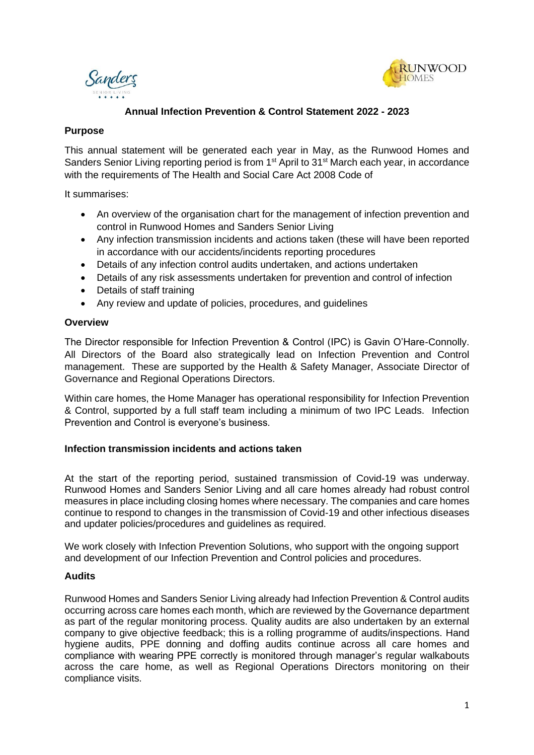# Annual Infection Prevention & Control Statement 2022 - 2023

## Purpose

This annual statement will be generated each year in May, as the Runwood Homes and Sanders Senior Living reporting period is from 1st April to 31st March each year, in accordance with the requirements of The Health and Social Care Act 2008 Code of

It summarises:

- An overview of the organisation chart for the management of infection prevention and control in Runwood Homes and Sanders Senior Living
- Any infection transmission incidents and actions taken (these will have been reported in accordance with our accidents/incidents reporting procedures
- Details of any infection control audits undertaken, and actions undertaken
- Details of any risk assessments undertaken for prevention and control of infection
- Details of staff training
- Any review and update of policies, procedures, and guidelines

## Overview

The Director responsible for Infection Prevention & Control (IPC) is Gavin O'Hare-Connolly. All Directors of the Board also strategically lead on Infection Prevention and Control management. These are supported by the Health & Safety Manager, Associate Director of Governance and Regional Operations Directors.

Within care homes, the Home Manager has operational responsibility for Infection Prevention & Control, supported by a full staff team including a minimum of two IPC Leads. Infection Prevention and Control is everyone's business.

## Infection transmission incidents and actions taken

At the start of the reporting period, sustained transmission of Covid-19 was underway. Runwood Homes and Sanders Senior Living and all care homes already had robust control measures in place including closing homes where necessary. The companies and care homes continue to respond to changes in the transmission of Covid-19 and other infectious diseases and updater policies/procedures and guidelines as required.

We work closely with Infection Prevention Solutions, who support with the ongoing support and development of our Infection Prevention and Control policies and procedures.

## Audits

Runwood Homes and Sanders Senior Living already had Infection Prevention & Control audits occurring across care homes each month, which are reviewed by the Governance department as part of the regular monitoring process. Quality audits are also undertaken by an external company to give objective feedback; this is a rolling programme of audits/inspections. Hand hygiene audits, PPE donning and doffing audits continue across all care homes and compliance with wearing PPE correctly is monitored through manager's regular walkabouts across the care home, as well as Regional Operations Directors monitoring on their compliance visits.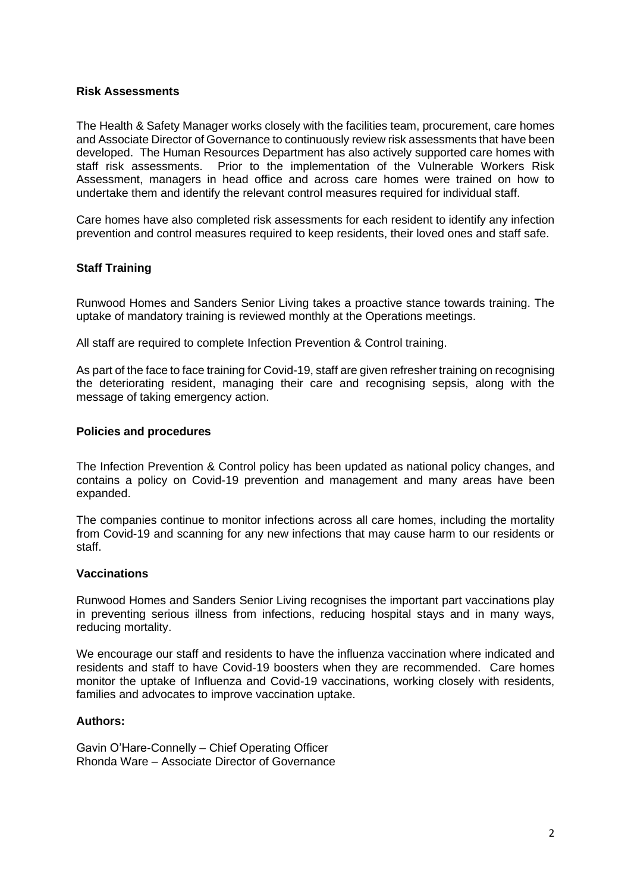## Risk Assessments

The Health & Safety Manager works closely with the facilities team, procurement, care homes and Associate Director of Governance to continuously review risk assessments that have been developed. The Human Resources Department has also actively supported care homes with staff risk assessments. Prior to the implementation of the Vulnerable Workers Risk Assessment, managers in head office and across care homes were trained on how to undertake them and identify the relevant control measures required for individual staff.

Care homes have also completed risk assessments for each resident to identify any infection prevention and control measures required to keep residents, their loved ones and staff safe.

## Staff Training

Runwood Homes and Sanders Senior Living takes a proactive stance towards training. The uptake of mandatory training is reviewed monthly at the Operations meetings.

All staff are required to complete Infection Prevention & Control training.

As part of the face to face training for Covid-19, staff are given refresher training on recognising the deteriorating resident, managing their care and recognising sepsis, along with the message of taking emergency action.

## Policies and procedures

The Infection Prevention & Control policy has been updated as national policy changes, and contains a policy on Covid-19 prevention and management and many areas have been expanded.

The companies continue to monitor infections across all care homes, including the mortality from Covid-19 and scanning for any new infections that may cause harm to our residents or staff.

## Vaccinations

Runwood Homes and Sanders Senior Living recognises the important part vaccinations play in preventing serious illness from infections, reducing hospital stays and in many ways, reducing mortality.

We encourage our staff and residents to have the influenza vaccination where indicated and residents and staff to have Covid-19 boosters when they are recommended. Care homes monitor the uptake of Influenza and Covid-19 vaccinations, working closely with residents, families and advocates to improve vaccination uptake.

## Authors:

Gavin O'Hare-Connelly – Chief Operating Officer
Rhonda Ware – Associate Director of Governance